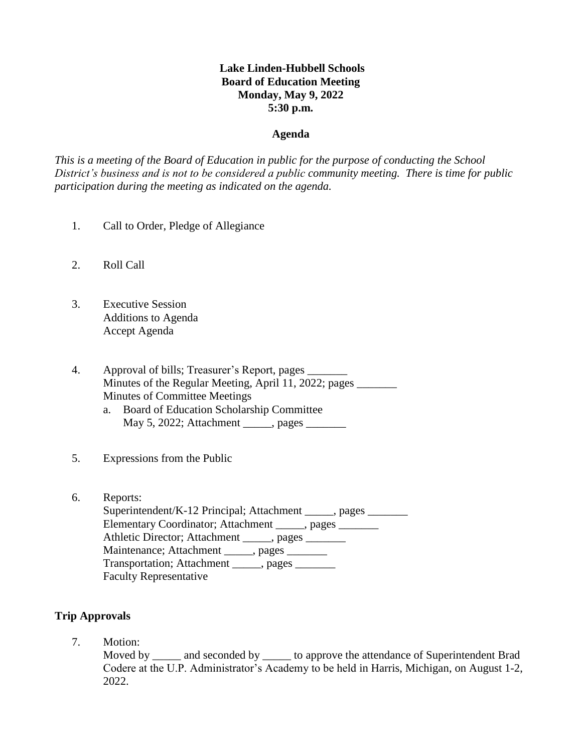**Lake Linden-Hubbell Schools**
**Board of Education Meeting**
**Monday, May 9, 2022**
**5:30 p.m.**

**Agenda**

*This is a meeting of the Board of Education in public for the purpose of conducting the School District's business and is not to be considered a public community meeting. There is time for public participation during the meeting as indicated on the agenda.*

1. Call to Order, Pledge of Allegiance

2. Roll Call

3. Executive Session
   Additions to Agenda
   Accept Agenda

4. Approval of bills; Treasurer's Report, pages _______
   Minutes of the Regular Meeting, April 11, 2022; pages _______
   Minutes of Committee Meetings
   a. Board of Education Scholarship Committee
      May 5, 2022; Attachment _____, pages _______

5. Expressions from the Public

6. Reports:
   Superintendent/K-12 Principal; Attachment _____, pages _______
   Elementary Coordinator; Attachment _____, pages _______
   Athletic Director; Attachment _____, pages _______
   Maintenance; Attachment _____, pages _______
   Transportation; Attachment _____, pages _______
   Faculty Representative

**Trip Approvals**

7. Motion:
   Moved by _____ and seconded by _____ to approve the attendance of Superintendent Brad Codere at the U.P. Administrator's Academy to be held in Harris, Michigan, on August 1-2, 2022.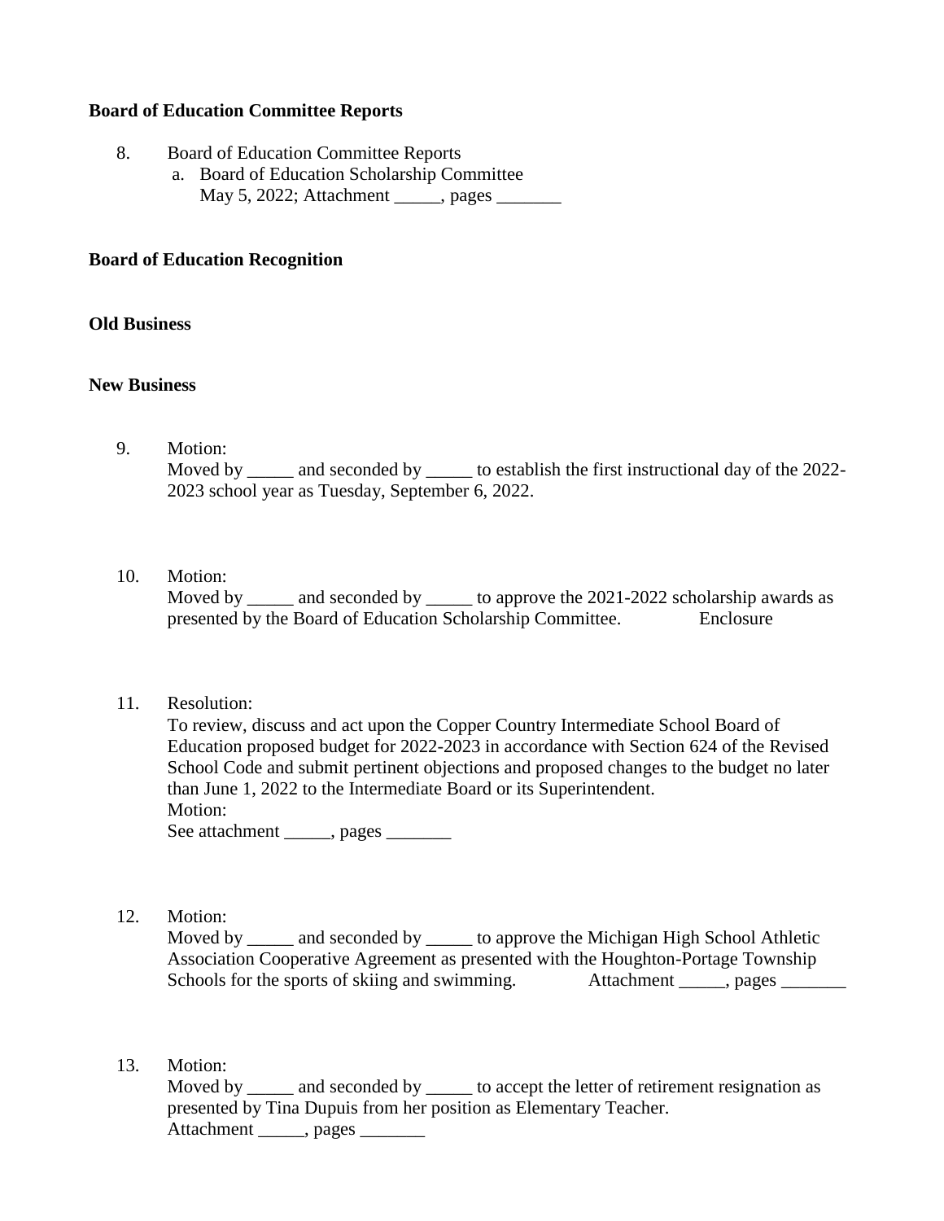**Board of Education Committee Reports**

8. Board of Education Committee Reports
   a. Board of Education Scholarship Committee
      May 5, 2022; Attachment _____, pages _______

**Board of Education Recognition**

**Old Business**

**New Business**

9. Motion:
   Moved by _____ and seconded by _____ to establish the first instructional day of the 2022-2023 school year as Tuesday, September 6, 2022.

10. Motion:
    Moved by _____ and seconded by _____ to approve the 2021-2022 scholarship awards as presented by the Board of Education Scholarship Committee. Enclosure

11. Resolution:
    To review, discuss and act upon the Copper Country Intermediate School Board of Education proposed budget for 2022-2023 in accordance with Section 624 of the Revised School Code and submit pertinent objections and proposed changes to the budget no later than June 1, 2022 to the Intermediate Board or its Superintendent.
    Motion:
    See attachment _____, pages _______

12. Motion:
    Moved by _____ and seconded by _____ to approve the Michigan High School Athletic Association Cooperative Agreement as presented with the Houghton-Portage Township Schools for the sports of skiing and swimming. Attachment _____, pages _______

13. Motion:
    Moved by _____ and seconded by _____ to accept the letter of retirement resignation as presented by Tina Dupuis from her position as Elementary Teacher.
    Attachment _____, pages _______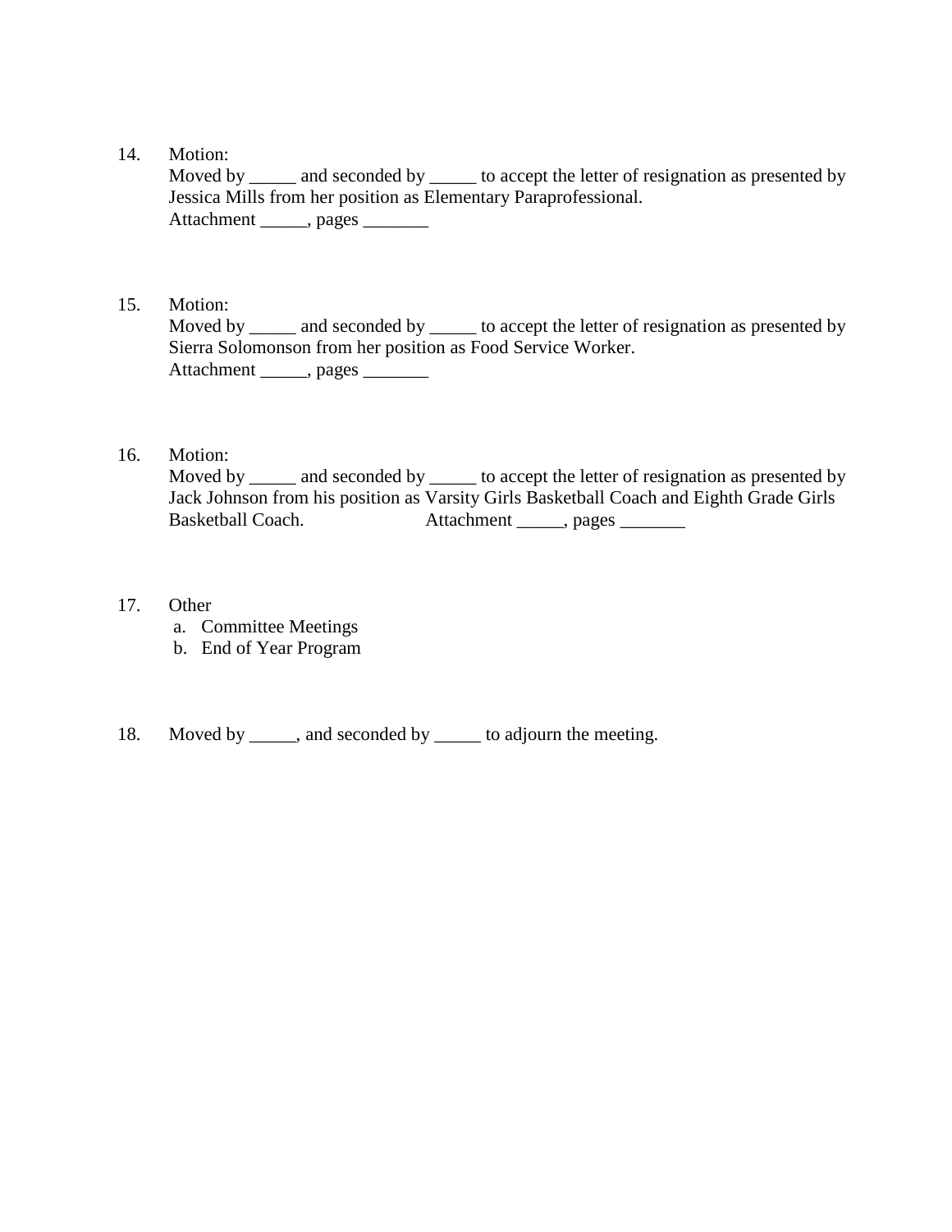14. Motion:
    Moved by _____ and seconded by _____ to accept the letter of resignation as presented by Jessica Mills from her position as Elementary Paraprofessional.
    Attachment _____, pages _______

15. Motion:
    Moved by _____ and seconded by _____ to accept the letter of resignation as presented by Sierra Solomonson from her position as Food Service Worker.
    Attachment _____, pages _______

16. Motion:
    Moved by _____ and seconded by _____ to accept the letter of resignation as presented by Jack Johnson from his position as Varsity Girls Basketball Coach and Eighth Grade Girls Basketball Coach. Attachment _____, pages _______

17. Other
    a. Committee Meetings
    b. End of Year Program

18. Moved by _____, and seconded by _____ to adjourn the meeting.